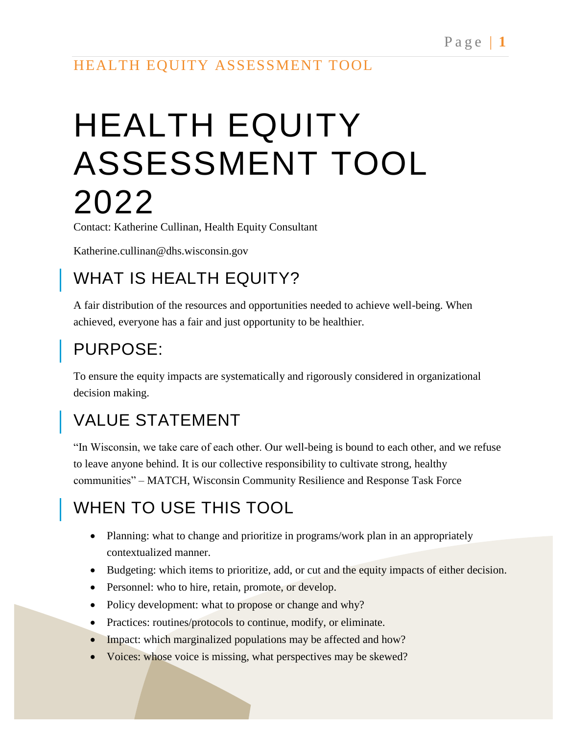# HEALTH EQUITY ASSESSMENT TOOL 2022

Contact: Katherine Cullinan, Health Equity Consultant

Katherine.cullinan@dhs.wisconsin.gov

## WHAT IS HEALTH EQUITY?

A fair distribution of the resources and opportunities needed to achieve well-being. When achieved, everyone has a fair and just opportunity to be healthier.

## PURPOSE:

To ensure the equity impacts are systematically and rigorously considered in organizational decision making.

## VALUE STATEMENT

"In Wisconsin, we take care of each other. Our well-being is bound to each other, and we refuse to leave anyone behind. It is our collective responsibility to cultivate strong, healthy communities" – MATCH, Wisconsin Community Resilience and Response Task Force

## WHEN TO USE THIS TOOL

- Planning: what to change and prioritize in programs/work plan in an appropriately contextualized manner.
- Budgeting: which items to prioritize, add, or cut and the equity impacts of either decision.
- Personnel: who to hire, retain, promote, or develop.
- Policy development: what to propose or change and why?
- Practices: routines/protocols to continue, modify, or eliminate.
- Impact: which marginalized populations may be affected and how?
- Voices: whose voice is missing, what perspectives may be skewed?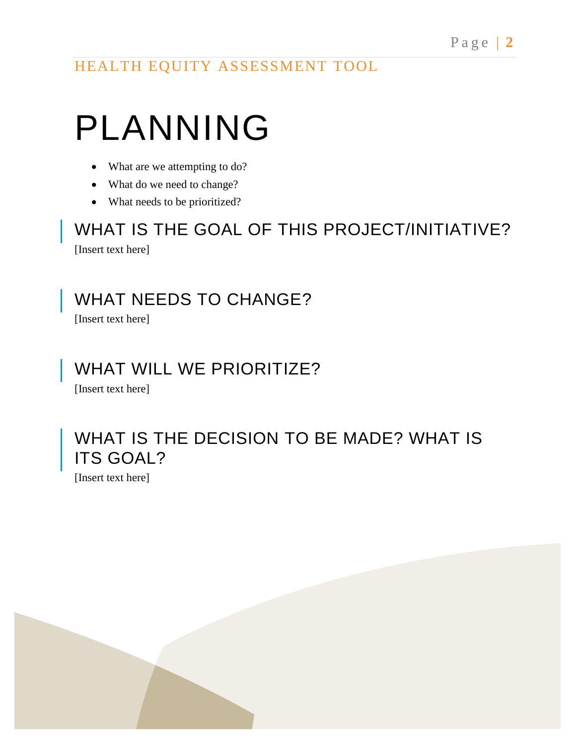# PLANNING

- What are we attempting to do?
- What do we need to change?
- What needs to be prioritized?

## WHAT IS THE GOAL OF THIS PROJECT/INITIATIVE?

[Insert text here]

## WHAT NEEDS TO CHANGE?

[Insert text here]

## WHAT WILL WE PRIORITIZE?

[Insert text here]

## WHAT IS THE DECISION TO BE MADE? WHAT IS ITS GOAL?

[Insert text here]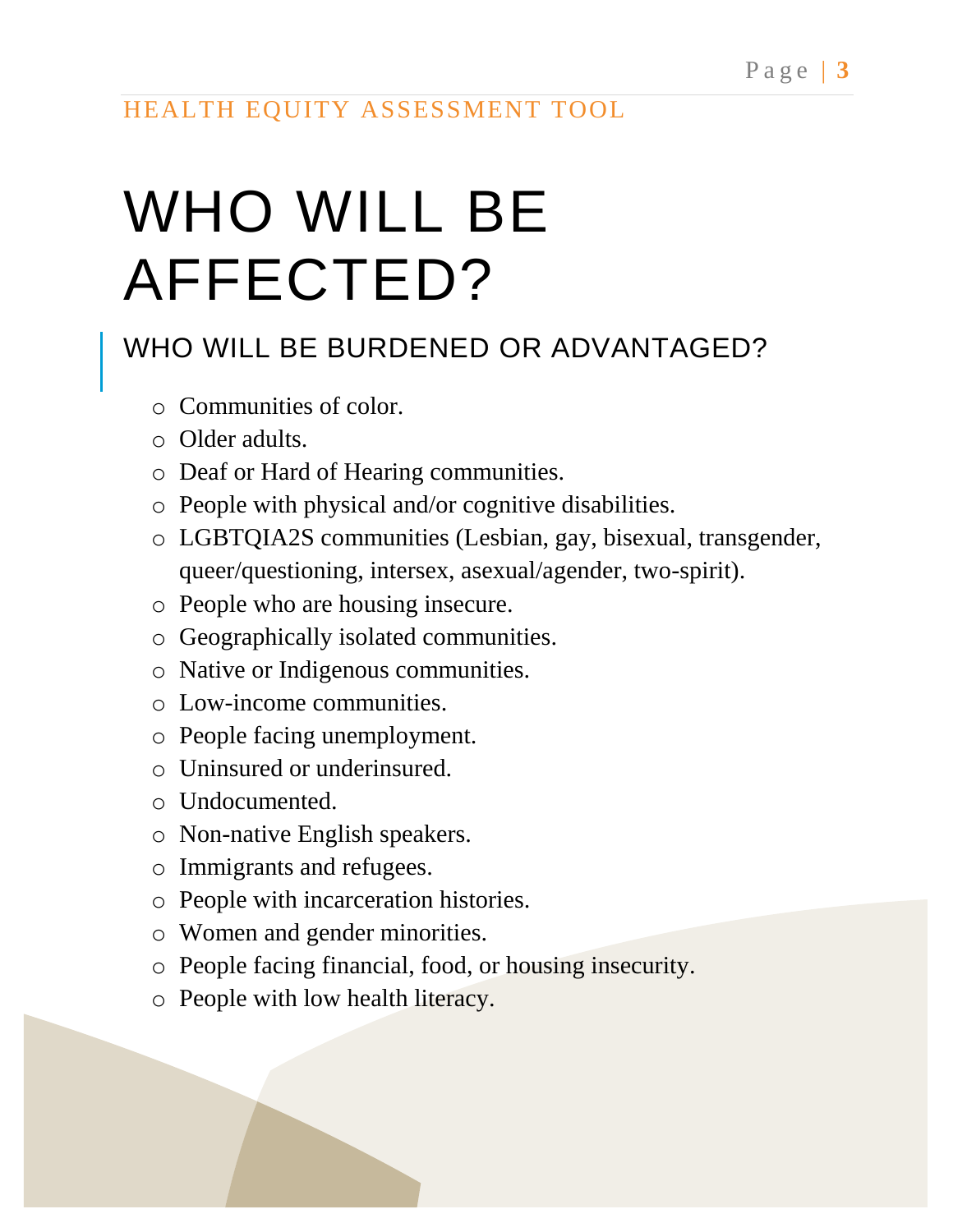# WHO WILL BE AFFECTED?

## WHO WILL BE BURDENED OR ADVANTAGED?

- Communities of color.
- Older adults.
- Deaf or Hard of Hearing communities.
- People with physical and/or cognitive disabilities.
- LGBTQIA2S communities (Lesbian, gay, bisexual, transgender, queer/questioning, intersex, asexual/agender, two-spirit).
- People who are housing insecure.
- Geographically isolated communities.
- Native or Indigenous communities.
- Low-income communities.
- People facing unemployment.
- Uninsured or underinsured.
- Undocumented.
- Non-native English speakers.
- Immigrants and refugees.
- People with incarceration histories.
- Women and gender minorities.
- People facing financial, food, or housing insecurity.
- People with low health literacy.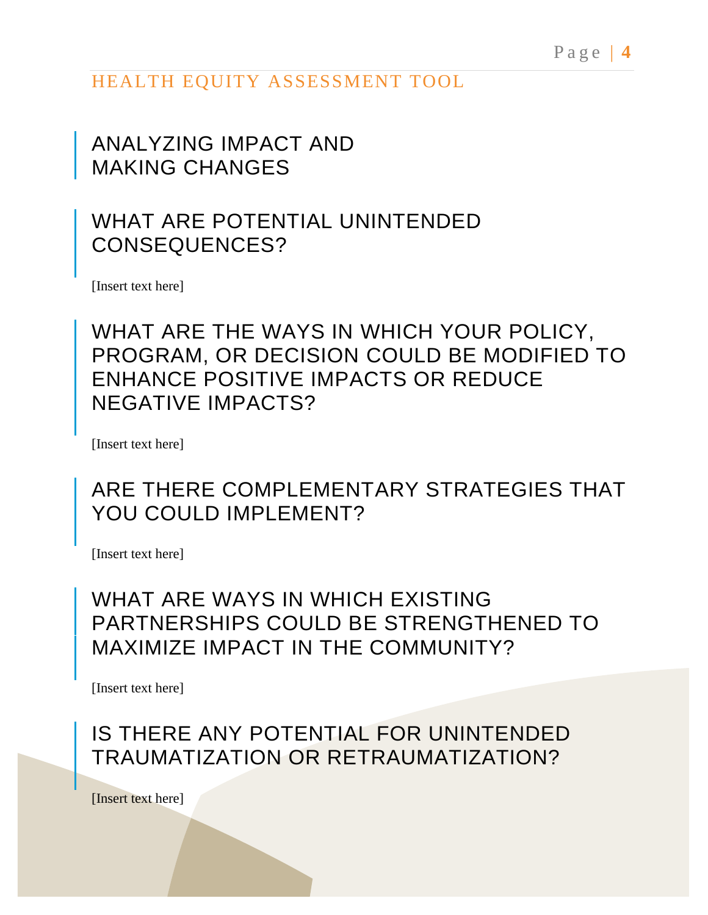# ANALYZING IMPACT AND MAKING CHANGES

## WHAT ARE POTENTIAL UNINTENDED CONSEQUENCES?

[Insert text here]

## WHAT ARE THE WAYS IN WHICH YOUR POLICY, PROGRAM, OR DECISION COULD BE MODIFIED TO ENHANCE POSITIVE IMPACTS OR REDUCE NEGATIVE IMPACTS?

[Insert text here]

## ARE THERE COMPLEMENTARY STRATEGIES THAT YOU COULD IMPLEMENT?

[Insert text here]

## WHAT ARE WAYS IN WHICH EXISTING PARTNERSHIPS COULD BE STRENGTHENED TO MAXIMIZE IMPACT IN THE COMMUNITY?

[Insert text here]

## IS THERE ANY POTENTIAL FOR UNINTENDED TRAUMATIZATION OR RETRAUMATIZATION?

[Insert text here]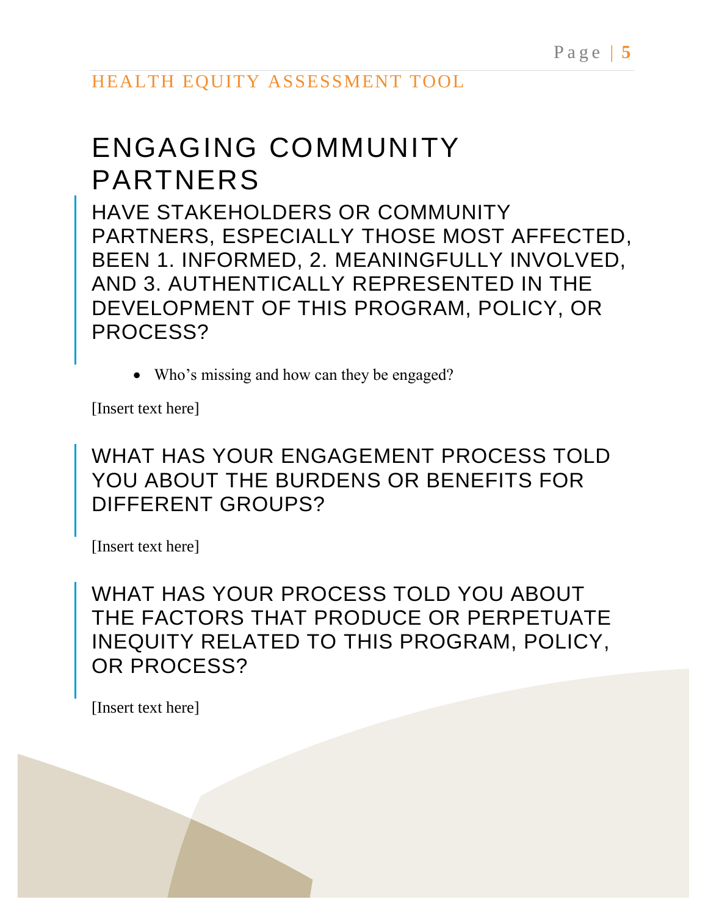# ENGAGING COMMUNITY PARTNERS

## HAVE STAKEHOLDERS OR COMMUNITY PARTNERS, ESPECIALLY THOSE MOST AFFECTED, BEEN 1. INFORMED, 2. MEANINGFULLY INVOLVED, AND 3. AUTHENTICALLY REPRESENTED IN THE DEVELOPMENT OF THIS PROGRAM, POLICY, OR PROCESS?

- Who's missing and how can they be engaged?

[Insert text here]

## WHAT HAS YOUR ENGAGEMENT PROCESS TOLD YOU ABOUT THE BURDENS OR BENEFITS FOR DIFFERENT GROUPS?

[Insert text here]

## WHAT HAS YOUR PROCESS TOLD YOU ABOUT THE FACTORS THAT PRODUCE OR PERPETUATE INEQUITY RELATED TO THIS PROGRAM, POLICY, OR PROCESS?

[Insert text here]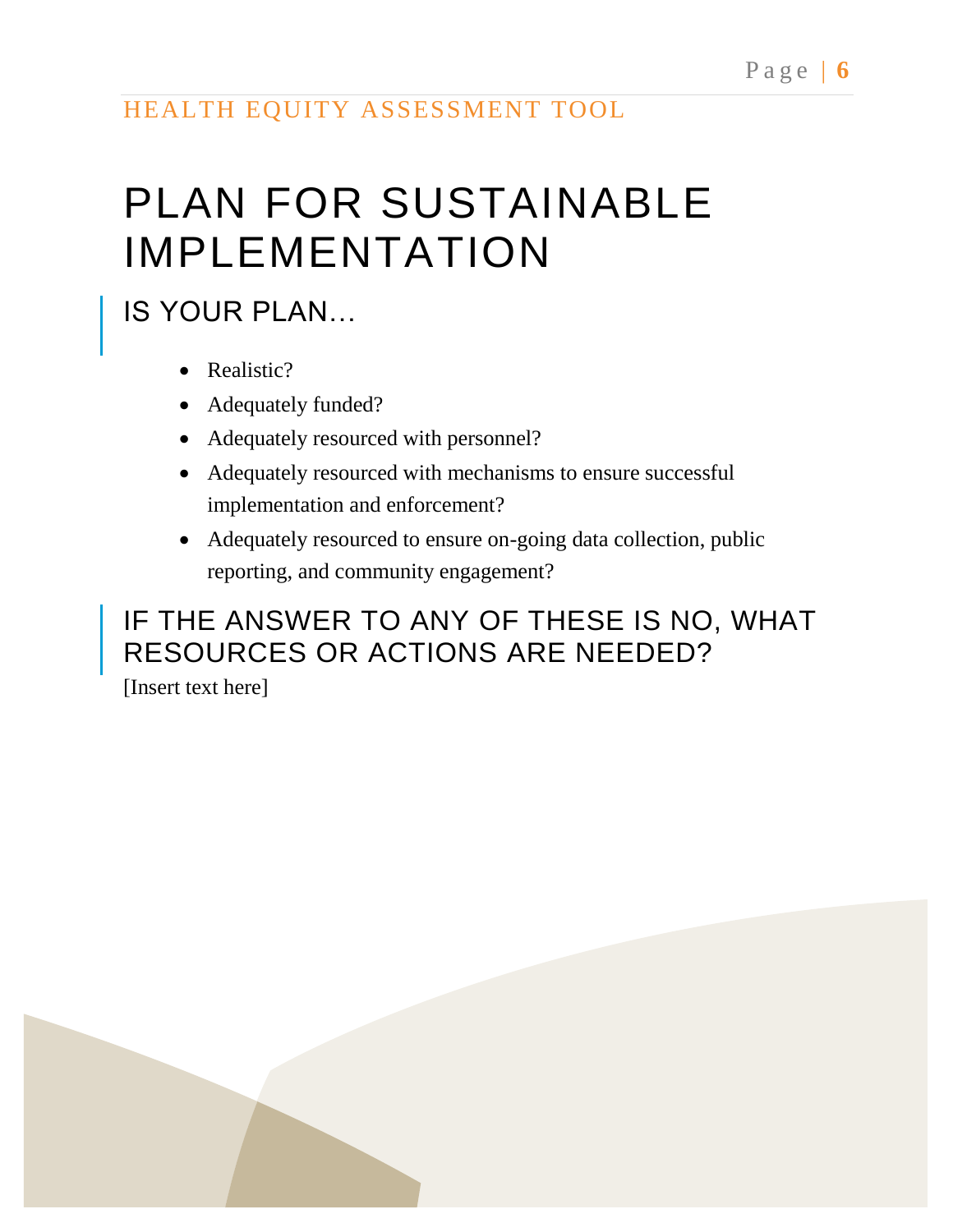# PLAN FOR SUSTAINABLE IMPLEMENTATION

## IS YOUR PLAN…

- Realistic?
- Adequately funded?
- Adequately resourced with personnel?
- Adequately resourced with mechanisms to ensure successful implementation and enforcement?
- Adequately resourced to ensure on-going data collection, public reporting, and community engagement?

## IF THE ANSWER TO ANY OF THESE IS NO, WHAT RESOURCES OR ACTIONS ARE NEEDED?

[Insert text here]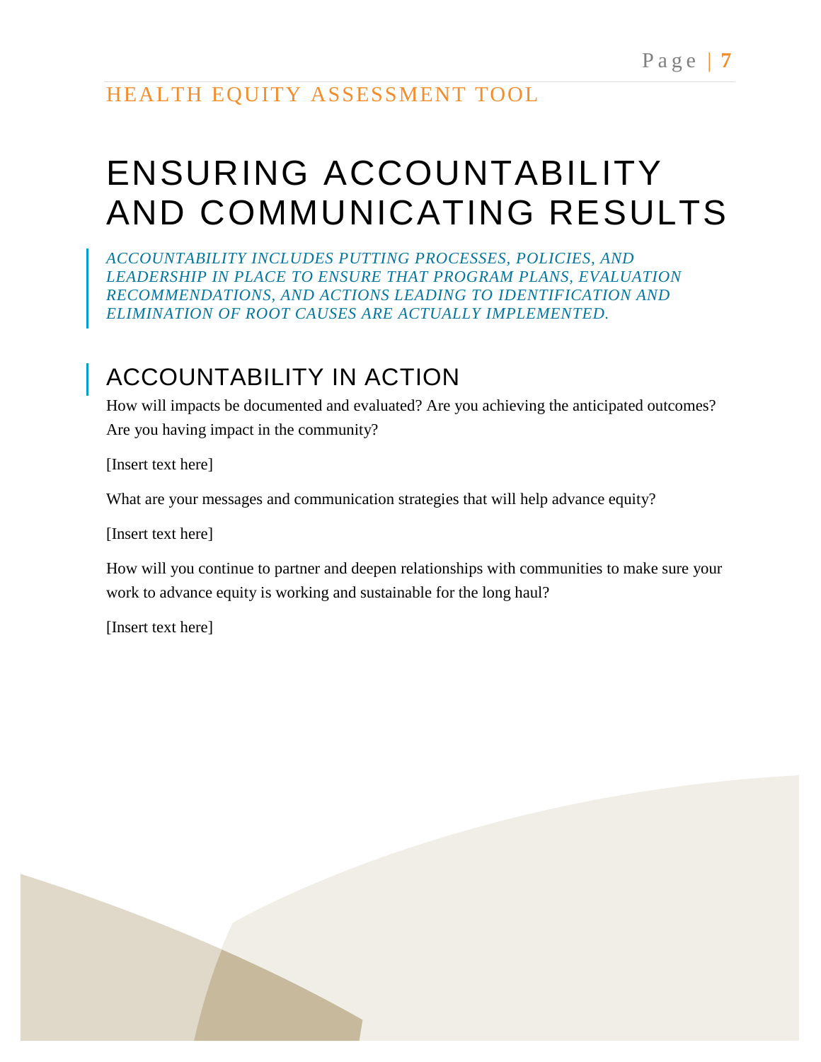# ENSURING ACCOUNTABILITY AND COMMUNICATING RESULTS

*ACCOUNTABILITY INCLUDES PUTTING PROCESSES, POLICIES, AND LEADERSHIP IN PLACE TO ENSURE THAT PROGRAM PLANS, EVALUATION RECOMMENDATIONS, AND ACTIONS LEADING TO IDENTIFICATION AND ELIMINATION OF ROOT CAUSES ARE ACTUALLY IMPLEMENTED.*

## ACCOUNTABILITY IN ACTION

How will impacts be documented and evaluated? Are you achieving the anticipated outcomes? Are you having impact in the community?

[Insert text here]

What are your messages and communication strategies that will help advance equity?

[Insert text here]

How will you continue to partner and deepen relationships with communities to make sure your work to advance equity is working and sustainable for the long haul?

[Insert text here]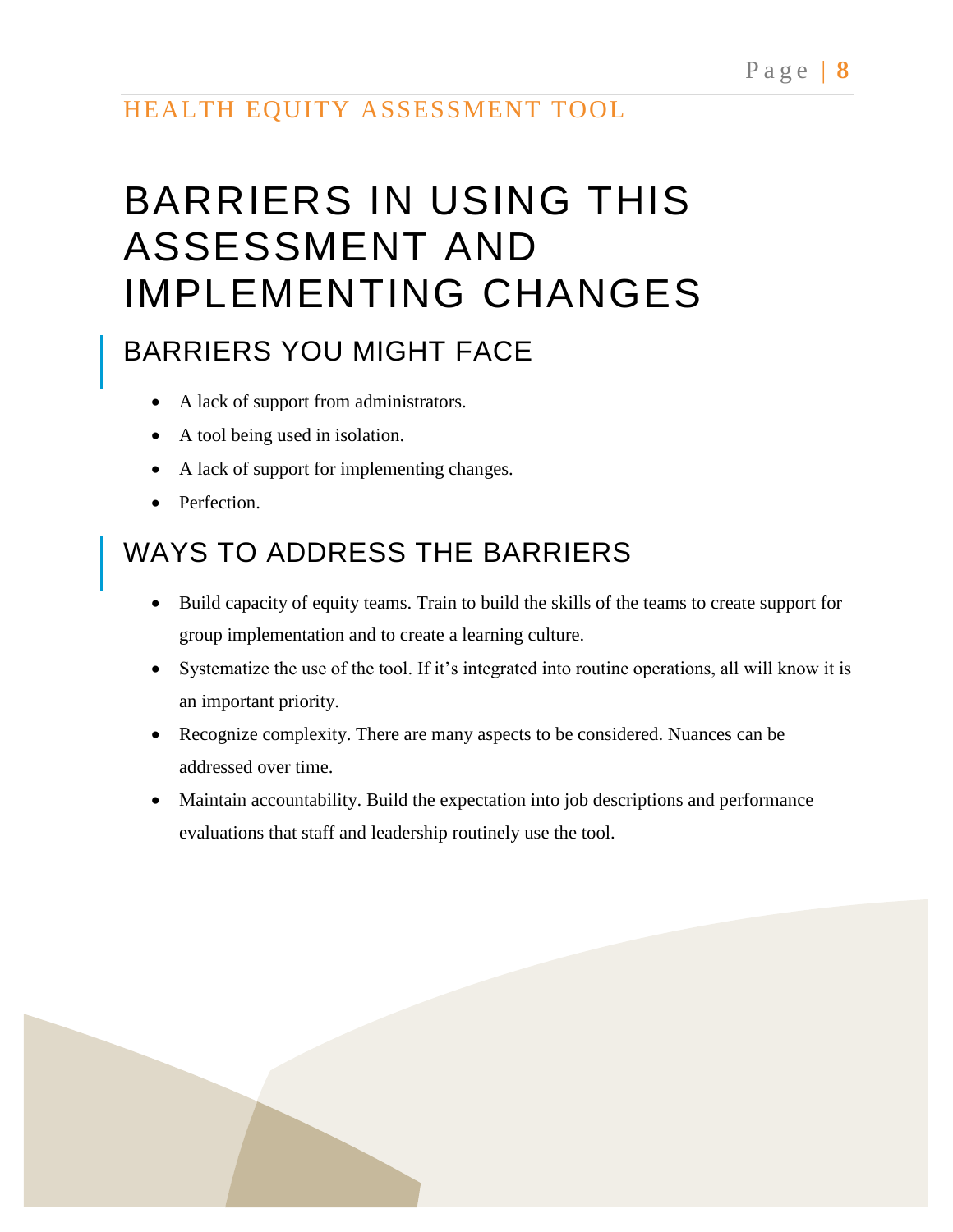# BARRIERS IN USING THIS ASSESSMENT AND IMPLEMENTING CHANGES

## BARRIERS YOU MIGHT FACE

- A lack of support from administrators.
- A tool being used in isolation.
- A lack of support for implementing changes.
- Perfection.

## WAYS TO ADDRESS THE BARRIERS

- Build capacity of equity teams. Train to build the skills of the teams to create support for group implementation and to create a learning culture.
- Systematize the use of the tool. If it's integrated into routine operations, all will know it is an important priority.
- Recognize complexity. There are many aspects to be considered. Nuances can be addressed over time.
- Maintain accountability. Build the expectation into job descriptions and performance evaluations that staff and leadership routinely use the tool.